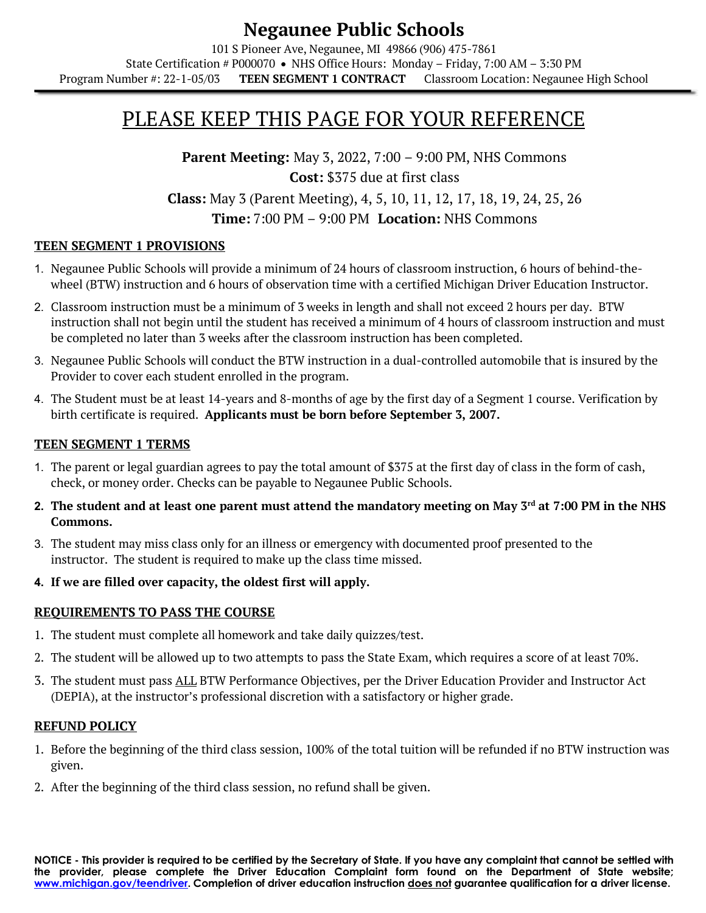# Negaunee Public Schools

101 S Pioneer Ave, Negaunee, MI 49866 (906) 475-7861

State Certification # P000070 • NHS Office Hours: Monday – Friday, 7:00 AM – 3:30 PM

Program Number #: 22-1-05/03 **TEEN SEGMENT 1 CONTRACT** Classroom Location: Negaunee High School

## PLEASE KEEP THIS PAGE FOR YOUR REFERENCE

**Parent Meeting:** May 3, 2022, 7:00 – 9:00 PM, NHS Commons

**Cost:** $375 due at first class

**Class:** May 3 (Parent Meeting), 4, 5, 10, 11, 12, 17, 18, 19, 24, 25, 26

**Time:** 7:00 PM – 9:00 PM **Location:** NHS Commons

### TEEN SEGMENT 1 PROVISIONS

1. Negaunee Public Schools will provide a minimum of 24 hours of classroom instruction, 6 hours of behind-the-wheel (BTW) instruction and 6 hours of observation time with a certified Michigan Driver Education Instructor.
2. Classroom instruction must be a minimum of 3 weeks in length and shall not exceed 2 hours per day. BTW instruction shall not begin until the student has received a minimum of 4 hours of classroom instruction and must be completed no later than 3 weeks after the classroom instruction has been completed.
3. Negaunee Public Schools will conduct the BTW instruction in a dual-controlled automobile that is insured by the Provider to cover each student enrolled in the program.
4. The Student must be at least 14-years and 8-months of age by the first day of a Segment 1 course. Verification by birth certificate is required. **Applicants must be born before September 3, 2007.**

### TEEN SEGMENT 1 TERMS

1. The parent or legal guardian agrees to pay the total amount of $375 at the first day of class in the form of cash, check, or money order. Checks can be payable to Negaunee Public Schools.
2. **The student and at least one parent must attend the mandatory meeting on May 3rd at 7:00 PM in the NHS Commons.**
3. The student may miss class only for an illness or emergency with documented proof presented to the instructor. The student is required to make up the class time missed.
4. **If we are filled over capacity, the oldest first will apply.**

### REQUIREMENTS TO PASS THE COURSE

1. The student must complete all homework and take daily quizzes/test.
2. The student will be allowed up to two attempts to pass the State Exam, which requires a score of at least 70%.
3. The student must pass ALL BTW Performance Objectives, per the Driver Education Provider and Instructor Act (DEPIA), at the instructor's professional discretion with a satisfactory or higher grade.

### REFUND POLICY

1. Before the beginning of the third class session, 100% of the total tuition will be refunded if no BTW instruction was given.
2. After the beginning of the third class session, no refund shall be given.

**NOTICE - This provider is required to be certified by the Secretary of State. If you have any complaint that cannot be settled with the provider, please complete the Driver Education Complaint form found on the Department of State website; www.michigan.gov/teendriver. Completion of driver education instruction does not guarantee qualification for a driver license.**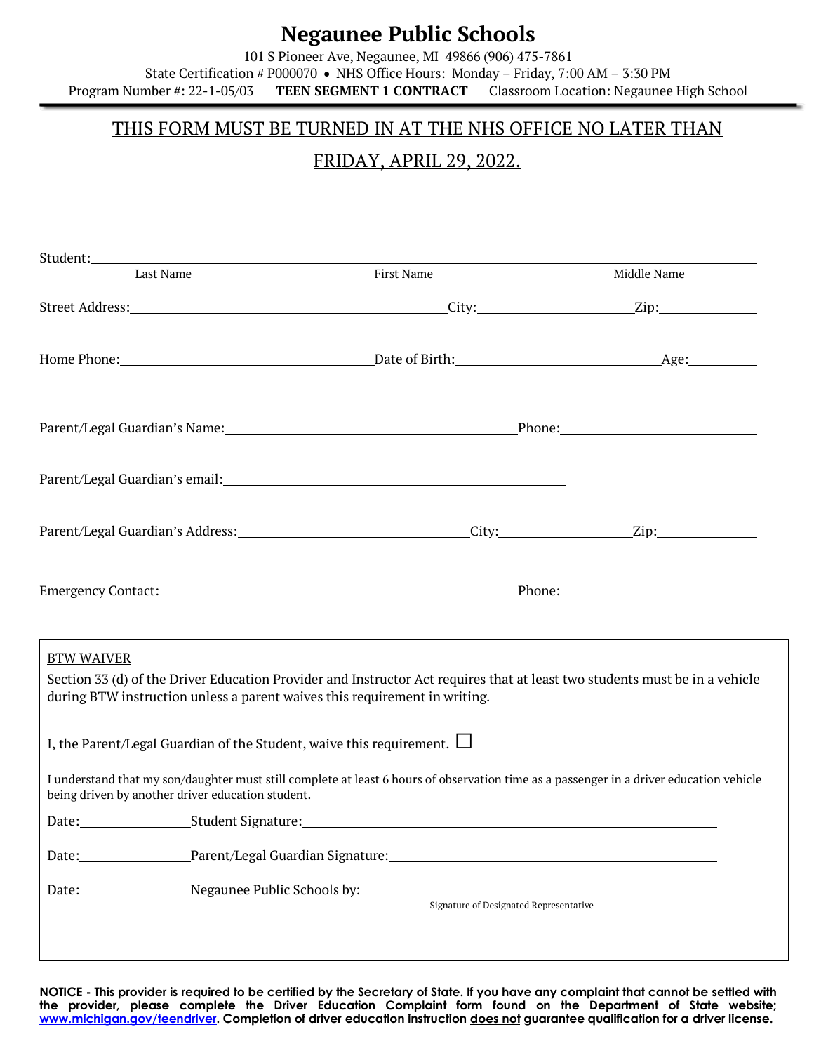# Negaunee Public Schools

101 S Pioneer Ave, Negaunee, MI 49866 (906) 475-7861
State Certification # P000070 • NHS Office Hours: Monday – Friday, 7:00 AM – 3:30 PM
Program Number #: 22-1-05/03 **TEEN SEGMENT 1 CONTRACT** Classroom Location: Negaunee High School

---

## THIS FORM MUST BE TURNED IN AT THE NHS OFFICE NO LATER THAN FRIDAY, APRIL 29, 2022.

Student: ______________________________________________________________
Last Name First Name Middle Name

Street Address: ______________________________ City: ________________ Zip: __________

Home Phone: ________________________ Date of Birth: ____________________ Age: ________

Parent/Legal Guardian's Name: ______________________________ Phone: ____________________

Parent/Legal Guardian's email: ________________________________________

Parent/Legal Guardian's Address: ________________________ City: ______________ Zip: __________

Emergency Contact: ____________________________________ Phone: ____________________

---

BTW WAIVER

Section 33 (d) of the Driver Education Provider and Instructor Act requires that at least two students must be in a vehicle during BTW instruction unless a parent waives this requirement in writing.

I, the Parent/Legal Guardian of the Student, waive this requirement. ☐

I understand that my son/daughter must still complete at least 6 hours of observation time as a passenger in a driver education vehicle being driven by another driver education student.

Date: ____________ Student Signature: ________________________________________

Date: ____________ Parent/Legal Guardian Signature: ________________________________

Date: ____________ Negaunee Public Schools by: ________________________________
Signature of Designated Representative

---

**NOTICE - This provider is required to be certified by the Secretary of State. If you have any complaint that cannot be settled with the provider, please complete the Driver Education Complaint form found on the Department of State website; www.michigan.gov/teendriver. Completion of driver education instruction does not guarantee qualification for a driver license.**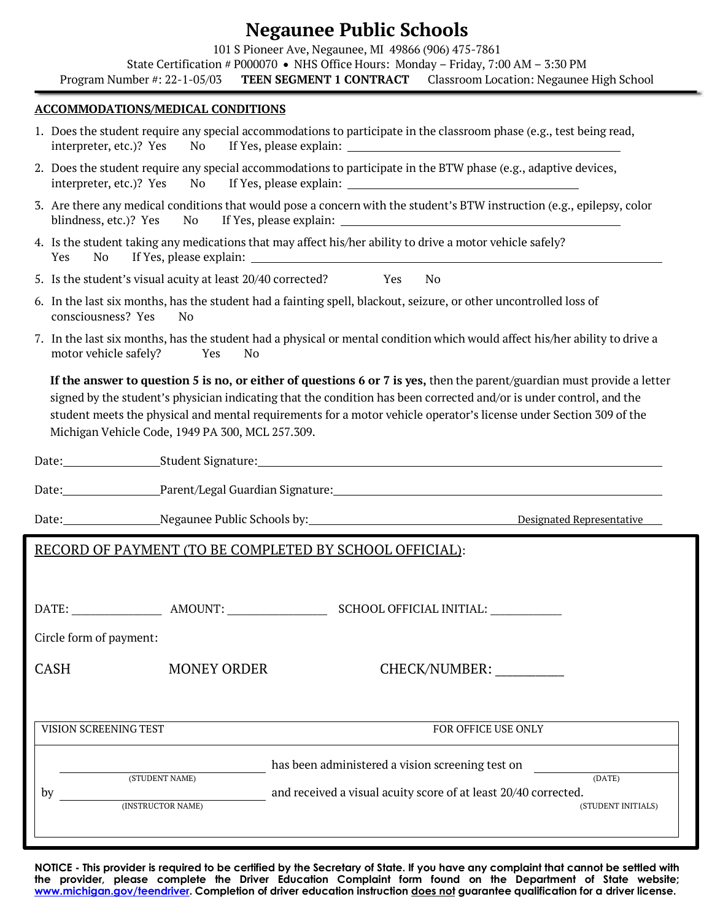# Negaunee Public Schools

101 S Pioneer Ave, Negaunee, MI 49866 (906) 475-7861

State Certification # P000070 • NHS Office Hours: Monday – Friday, 7:00 AM – 3:30 PM

Program Number #: 22-1-05/03 **TEEN SEGMENT 1 CONTRACT** Classroom Location: Negaunee High School

## ACCOMMODATIONS/MEDICAL CONDITIONS

1. Does the student require any special accommodations to participate in the classroom phase (e.g., test being read, interpreter, etc.)? Yes No If Yes, please explain: ______________________________
2. Does the student require any special accommodations to participate in the BTW phase (e.g., adaptive devices, interpreter, etc.)? Yes No If Yes, please explain: ______________________________
3. Are there any medical conditions that would pose a concern with the student's BTW instruction (e.g., epilepsy, color blindness, etc.)? Yes No If Yes, please explain: ______________________________
4. Is the student taking any medications that may affect his/her ability to drive a motor vehicle safely? Yes No If Yes, please explain: ______________________________
5. Is the student's visual acuity at least 20/40 corrected? Yes No
6. In the last six months, has the student had a fainting spell, blackout, seizure, or other uncontrolled loss of consciousness? Yes No
7. In the last six months, has the student had a physical or mental condition which would affect his/her ability to drive a motor vehicle safely? Yes No

**If the answer to question 5 is no, or either of questions 6 or 7 is yes,** then the parent/guardian must provide a letter signed by the student's physician indicating that the condition has been corrected and/or is under control, and the student meets the physical and mental requirements for a motor vehicle operator's license under Section 309 of the Michigan Vehicle Code, 1949 PA 300, MCL 257.309.

Date:______________ Student Signature:______________________________

Date:______________ Parent/Legal Guardian Signature:______________________________

Date:______________ Negaunee Public Schools by:______________________________ Designated Representative

## RECORD OF PAYMENT (TO BE COMPLETED BY SCHOOL OFFICIAL):

DATE: ______________ AMOUNT: ______________ SCHOOL OFFICIAL INITIAL: ____________

Circle form of payment:

CASH MONEY ORDER CHECK/NUMBER: __________

| VISION SCREENING TEST | FOR OFFICE USE ONLY |
|---|---|
| ______________________ (STUDENT NAME) has been administered a vision screening test on ______________ (DATE) | |
| by ______________________ (INSTRUCTOR NAME) and received a visual acuity score of at least 20/40 corrected. | (STUDENT INITIALS) |

**NOTICE - This provider is required to be certified by the Secretary of State. If you have any complaint that cannot be settled with the provider, please complete the Driver Education Complaint form found on the Department of State website; www.michigan.gov/teendriver. Completion of driver education instruction does not guarantee qualification for a driver license.**